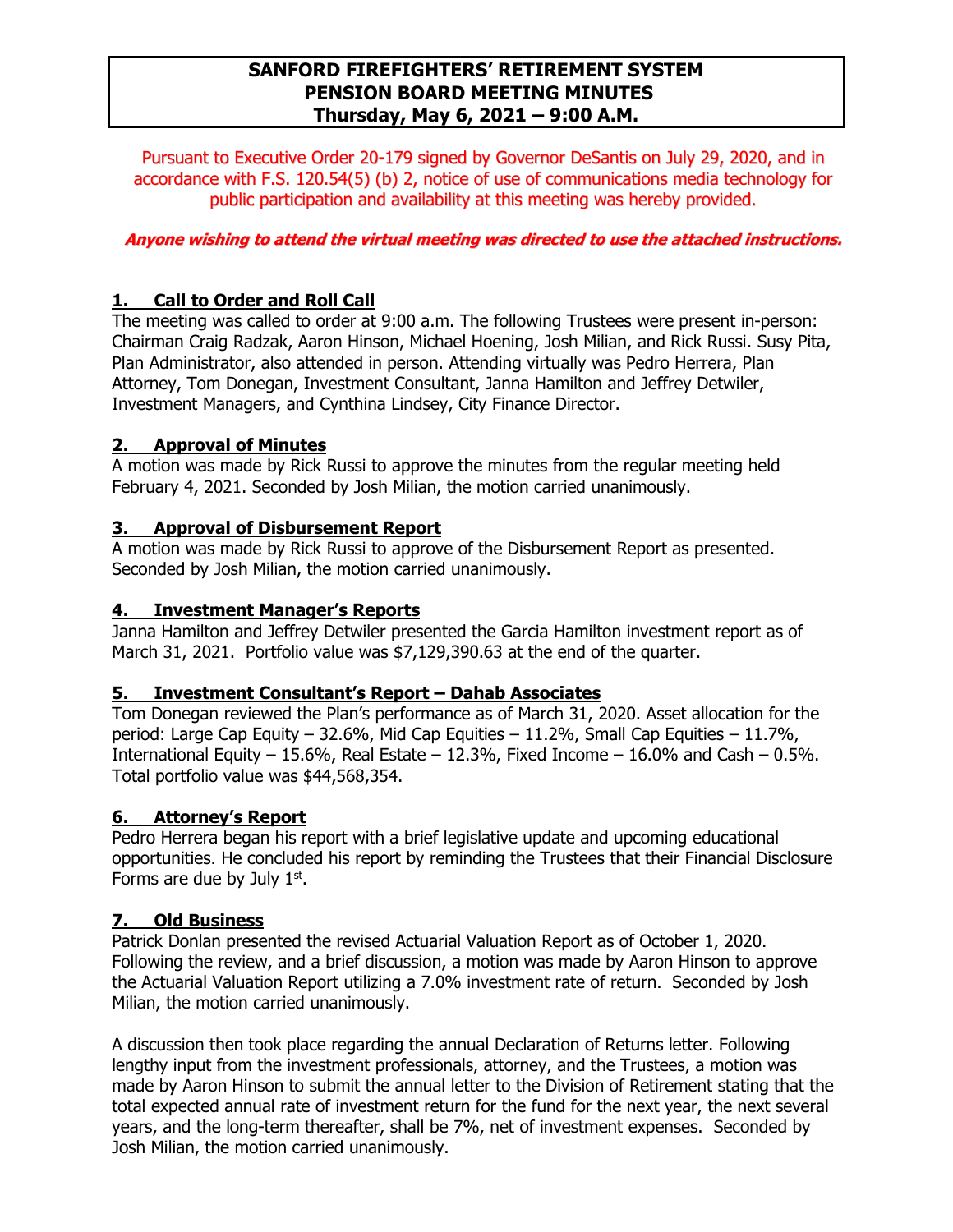# SANFORD FIREFIGHTERS' RETIREMENT SYSTEM
# PENSION BOARD MEETING MINUTES
# Thursday, May 6, 2021 – 9:00 A.M.

Pursuant to Executive Order 20-179 signed by Governor DeSantis on July 29, 2020, and in accordance with F.S. 120.54(5) (b) 2, notice of use of communications media technology for public participation and availability at this meeting was hereby provided.

***Anyone wishing to attend the virtual meeting was directed to use the attached instructions.***

## 1. Call to Order and Roll Call

The meeting was called to order at 9:00 a.m. The following Trustees were present in-person: Chairman Craig Radzak, Aaron Hinson, Michael Hoening, Josh Milian, and Rick Russi. Susy Pita, Plan Administrator, also attended in person. Attending virtually was Pedro Herrera, Plan Attorney, Tom Donegan, Investment Consultant, Janna Hamilton and Jeffrey Detwiler, Investment Managers, and Cynthina Lindsey, City Finance Director.

## 2. Approval of Minutes

A motion was made by Rick Russi to approve the minutes from the regular meeting held February 4, 2021. Seconded by Josh Milian, the motion carried unanimously.

## 3. Approval of Disbursement Report

A motion was made by Rick Russi to approve of the Disbursement Report as presented. Seconded by Josh Milian, the motion carried unanimously.

## 4. Investment Manager's Reports

Janna Hamilton and Jeffrey Detwiler presented the Garcia Hamilton investment report as of March 31, 2021. Portfolio value was $7,129,390.63 at the end of the quarter.

## 5. Investment Consultant's Report – Dahab Associates

Tom Donegan reviewed the Plan's performance as of March 31, 2020. Asset allocation for the period: Large Cap Equity – 32.6%, Mid Cap Equities – 11.2%, Small Cap Equities – 11.7%, International Equity – 15.6%, Real Estate – 12.3%, Fixed Income – 16.0% and Cash – 0.5%. Total portfolio value was $44,568,354.

## 6. Attorney's Report

Pedro Herrera began his report with a brief legislative update and upcoming educational opportunities. He concluded his report by reminding the Trustees that their Financial Disclosure Forms are due by July 1st.

## 7. Old Business

Patrick Donlan presented the revised Actuarial Valuation Report as of October 1, 2020. Following the review, and a brief discussion, a motion was made by Aaron Hinson to approve the Actuarial Valuation Report utilizing a 7.0% investment rate of return. Seconded by Josh Milian, the motion carried unanimously.

A discussion then took place regarding the annual Declaration of Returns letter. Following lengthy input from the investment professionals, attorney, and the Trustees, a motion was made by Aaron Hinson to submit the annual letter to the Division of Retirement stating that the total expected annual rate of investment return for the fund for the next year, the next several years, and the long-term thereafter, shall be 7%, net of investment expenses. Seconded by Josh Milian, the motion carried unanimously.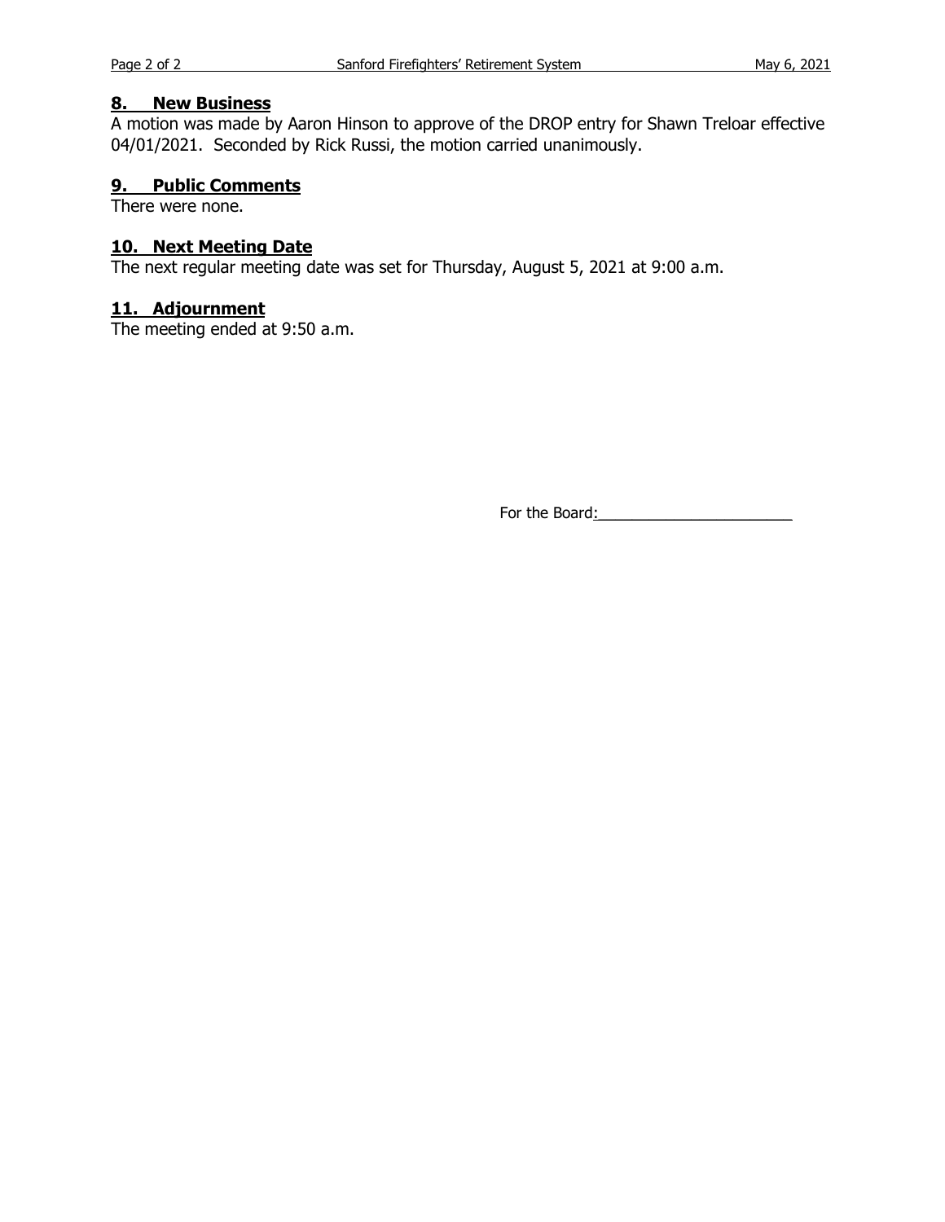## 8. New Business

A motion was made by Aaron Hinson to approve of the DROP entry for Shawn Treloar effective 04/01/2021. Seconded by Rick Russi, the motion carried unanimously.

## 9. Public Comments

There were none.

## 10. Next Meeting Date

The next regular meeting date was set for Thursday, August 5, 2021 at 9:00 a.m.

## 11. Adjournment

The meeting ended at 9:50 a.m.

For the Board:\_\_\_\_\_\_\_\_\_\_\_\_\_\_\_\_\_\_\_\_\_\_